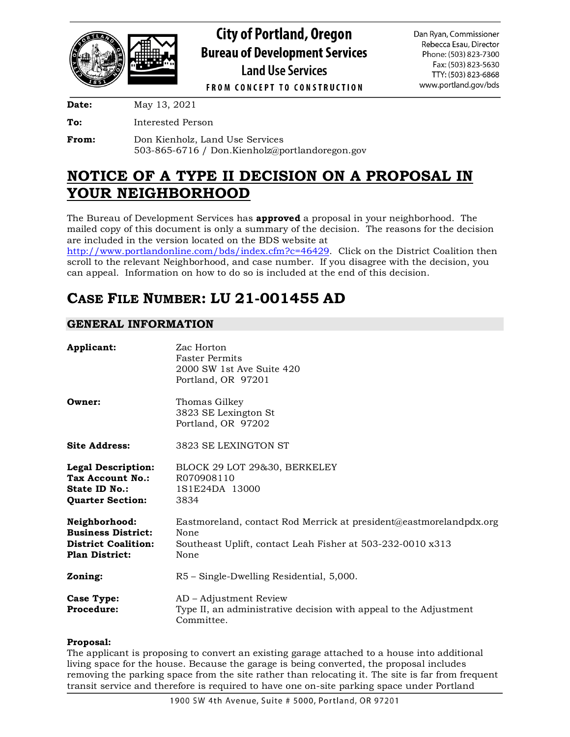**City of Portland, Oregon**
**Bureau of Development Services**
**Land Use Services**
FROM CONCEPT TO CONSTRUCTION

Dan Ryan, Commissioner
Rebecca Esau, Director
Phone: (503) 823-7300
Fax: (503) 823-5630
TTY: (503) 823-6868
www.portland.gov/bds

**Date:** May 13, 2021

**To:** Interested Person

**From:** Don Kienholz, Land Use Services
503-865-6716 / Don.Kienholz@portlandoregon.gov

# NOTICE OF A TYPE II DECISION ON A PROPOSAL IN YOUR NEIGHBORHOOD

The Bureau of Development Services has **approved** a proposal in your neighborhood. The mailed copy of this document is only a summary of the decision. The reasons for the decision are included in the version located on the BDS website at http://www.portlandonline.com/bds/index.cfm?c=46429. Click on the District Coalition then scroll to the relevant Neighborhood, and case number. If you disagree with the decision, you can appeal. Information on how to do so is included at the end of this decision.

# CASE FILE NUMBER: LU 21-001455 AD

## GENERAL INFORMATION

**Applicant:** Zac Horton
Faster Permits
2000 SW 1st Ave Suite 420
Portland, OR 97201

**Owner:** Thomas Gilkey
3823 SE Lexington St
Portland, OR 97202

**Site Address:** 3823 SE LEXINGTON ST

**Legal Description:** BLOCK 29 LOT 29&30, BERKELEY
**Tax Account No.:** R070908110
**State ID No.:** 1S1E24DA 13000
**Quarter Section:** 3834

**Neighborhood:** Eastmoreland, contact Rod Merrick at president@eastmorelandpdx.org
**Business District:** None
**District Coalition:** Southeast Uplift, contact Leah Fisher at 503-232-0010 x313
**Plan District:** None

**Zoning:** R5 – Single-Dwelling Residential, 5,000.

**Case Type:** AD – Adjustment Review
**Procedure:** Type II, an administrative decision with appeal to the Adjustment Committee.

**Proposal:**
The applicant is proposing to convert an existing garage attached to a house into additional living space for the house. Because the garage is being converted, the proposal includes removing the parking space from the site rather than relocating it. The site is far from frequent transit service and therefore is required to have one on-site parking space under Portland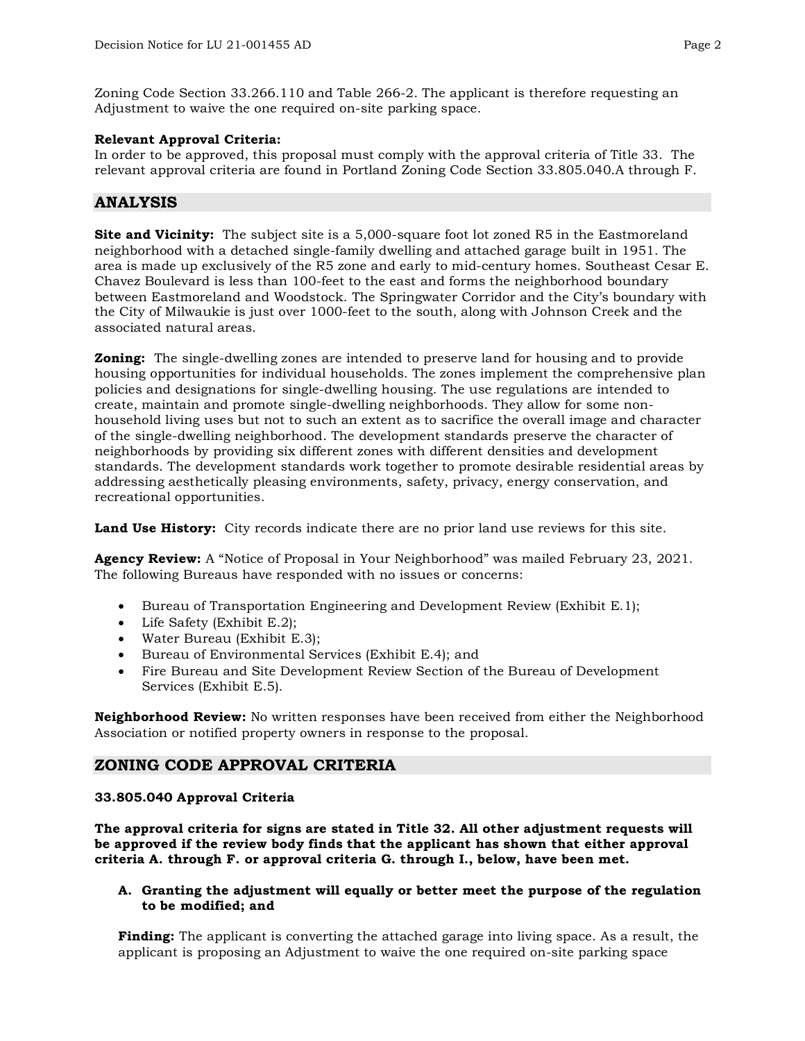Zoning Code Section 33.266.110 and Table 266-2. The applicant is therefore requesting an Adjustment to waive the one required on-site parking space.

**Relevant Approval Criteria:**
In order to be approved, this proposal must comply with the approval criteria of Title 33. The relevant approval criteria are found in Portland Zoning Code Section 33.805.040.A through F.

## ANALYSIS

**Site and Vicinity:** The subject site is a 5,000-square foot lot zoned R5 in the Eastmoreland neighborhood with a detached single-family dwelling and attached garage built in 1951. The area is made up exclusively of the R5 zone and early to mid-century homes. Southeast Cesar E. Chavez Boulevard is less than 100-feet to the east and forms the neighborhood boundary between Eastmoreland and Woodstock. The Springwater Corridor and the City's boundary with the City of Milwaukie is just over 1000-feet to the south, along with Johnson Creek and the associated natural areas.

**Zoning:** The single-dwelling zones are intended to preserve land for housing and to provide housing opportunities for individual households. The zones implement the comprehensive plan policies and designations for single-dwelling housing. The use regulations are intended to create, maintain and promote single-dwelling neighborhoods. They allow for some non-household living uses but not to such an extent as to sacrifice the overall image and character of the single-dwelling neighborhood. The development standards preserve the character of neighborhoods by providing six different zones with different densities and development standards. The development standards work together to promote desirable residential areas by addressing aesthetically pleasing environments, safety, privacy, energy conservation, and recreational opportunities.

**Land Use History:** City records indicate there are no prior land use reviews for this site.

**Agency Review:** A "Notice of Proposal in Your Neighborhood" was mailed February 23, 2021. The following Bureaus have responded with no issues or concerns:

- Bureau of Transportation Engineering and Development Review (Exhibit E.1);
- Life Safety (Exhibit E.2);
- Water Bureau (Exhibit E.3);
- Bureau of Environmental Services (Exhibit E.4); and
- Fire Bureau and Site Development Review Section of the Bureau of Development Services (Exhibit E.5).

**Neighborhood Review:** No written responses have been received from either the Neighborhood Association or notified property owners in response to the proposal.

## ZONING CODE APPROVAL CRITERIA

**33.805.040 Approval Criteria**

**The approval criteria for signs are stated in Title 32. All other adjustment requests will be approved if the review body finds that the applicant has shown that either approval criteria A. through F. or approval criteria G. through I., below, have been met.**

**A. Granting the adjustment will equally or better meet the purpose of the regulation to be modified; and**

**Finding:** The applicant is converting the attached garage into living space. As a result, the applicant is proposing an Adjustment to waive the one required on-site parking space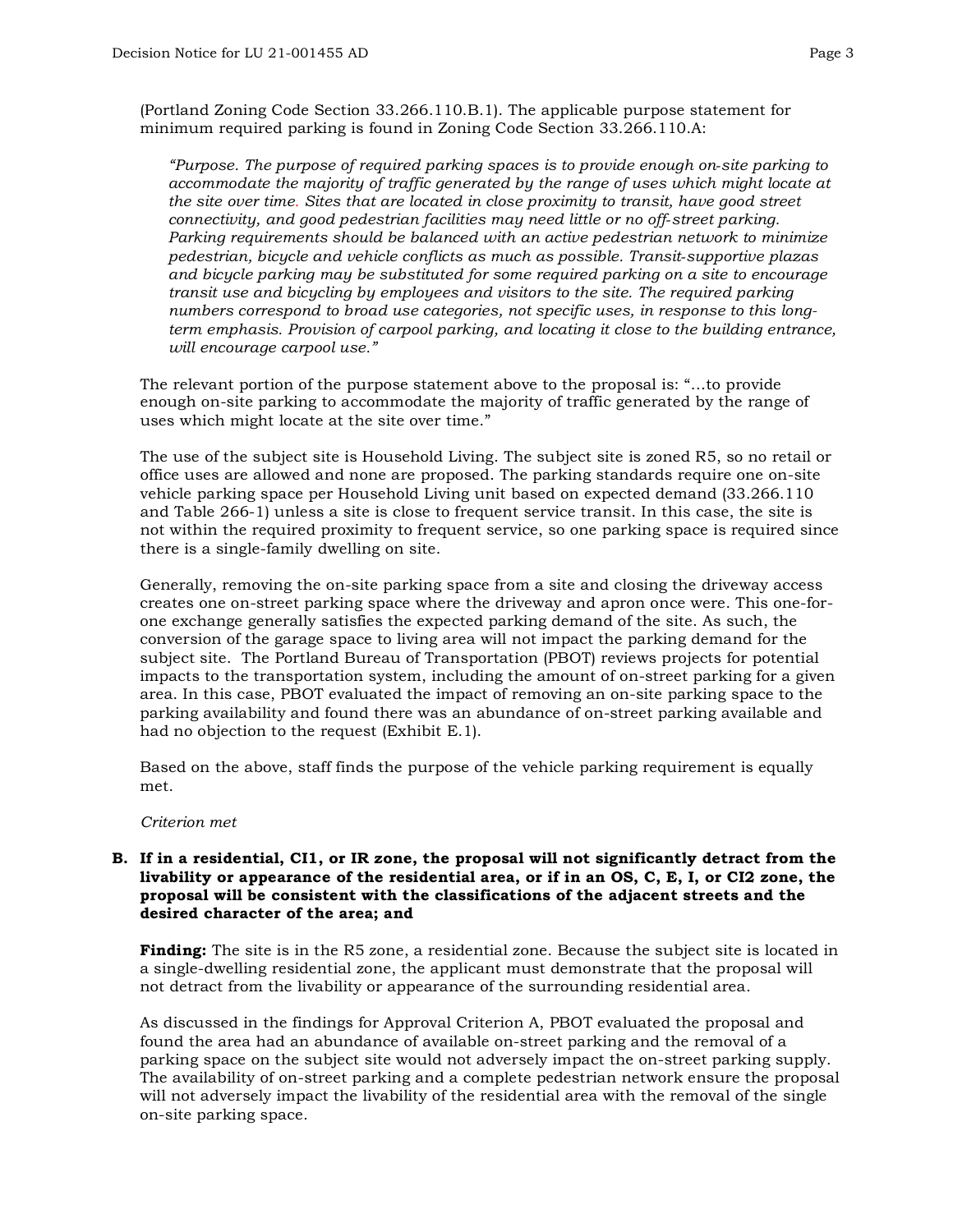(Portland Zoning Code Section 33.266.110.B.1). The applicable purpose statement for minimum required parking is found in Zoning Code Section 33.266.110.A:

> *"Purpose. The purpose of required parking spaces is to provide enough on-site parking to accommodate the majority of traffic generated by the range of uses which might locate at the site over time. Sites that are located in close proximity to transit, have good street connectivity, and good pedestrian facilities may need little or no off-street parking. Parking requirements should be balanced with an active pedestrian network to minimize pedestrian, bicycle and vehicle conflicts as much as possible. Transit-supportive plazas and bicycle parking may be substituted for some required parking on a site to encourage transit use and bicycling by employees and visitors to the site. The required parking numbers correspond to broad use categories, not specific uses, in response to this long-term emphasis. Provision of carpool parking, and locating it close to the building entrance, will encourage carpool use."*

The relevant portion of the purpose statement above to the proposal is: "…to provide enough on-site parking to accommodate the majority of traffic generated by the range of uses which might locate at the site over time."

The use of the subject site is Household Living. The subject site is zoned R5, so no retail or office uses are allowed and none are proposed. The parking standards require one on-site vehicle parking space per Household Living unit based on expected demand (33.266.110 and Table 266-1) unless a site is close to frequent service transit. In this case, the site is not within the required proximity to frequent service, so one parking space is required since there is a single-family dwelling on site.

Generally, removing the on-site parking space from a site and closing the driveway access creates one on-street parking space where the driveway and apron once were. This one-for-one exchange generally satisfies the expected parking demand of the site. As such, the conversion of the garage space to living area will not impact the parking demand for the subject site. The Portland Bureau of Transportation (PBOT) reviews projects for potential impacts to the transportation system, including the amount of on-street parking for a given area. In this case, PBOT evaluated the impact of removing an on-site parking space to the parking availability and found there was an abundance of on-street parking available and had no objection to the request (Exhibit E.1).

Based on the above, staff finds the purpose of the vehicle parking requirement is equally met.

*Criterion met*

**B. If in a residential, CI1, or IR zone, the proposal will not significantly detract from the livability or appearance of the residential area, or if in an OS, C, E, I, or CI2 zone, the proposal will be consistent with the classifications of the adjacent streets and the desired character of the area; and**

**Finding:** The site is in the R5 zone, a residential zone. Because the subject site is located in a single-dwelling residential zone, the applicant must demonstrate that the proposal will not detract from the livability or appearance of the surrounding residential area.

As discussed in the findings for Approval Criterion A, PBOT evaluated the proposal and found the area had an abundance of available on-street parking and the removal of a parking space on the subject site would not adversely impact the on-street parking supply. The availability of on-street parking and a complete pedestrian network ensure the proposal will not adversely impact the livability of the residential area with the removal of the single on-site parking space.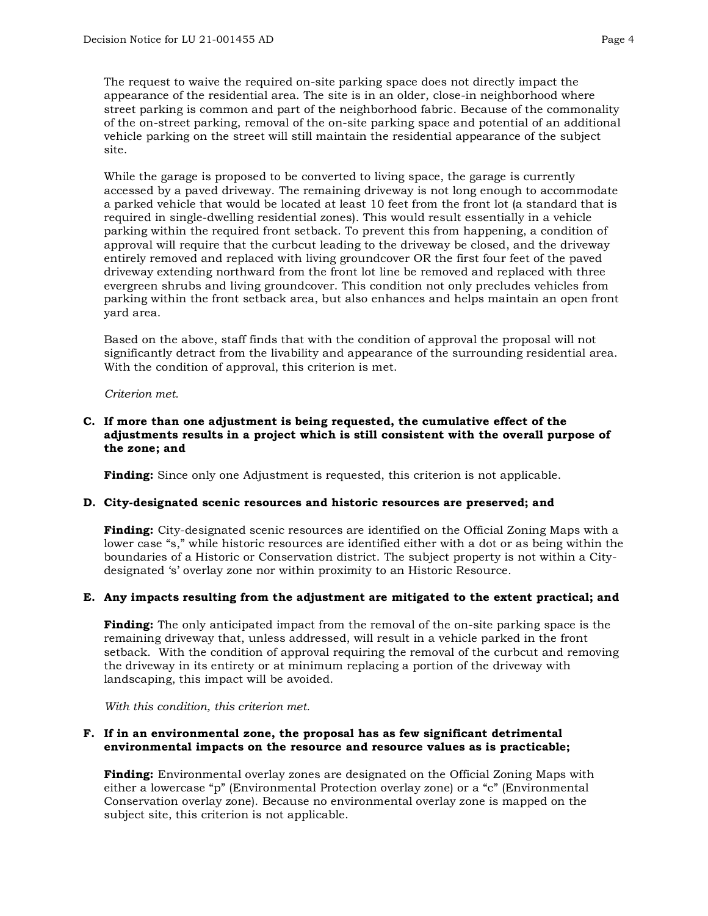The request to waive the required on-site parking space does not directly impact the appearance of the residential area. The site is in an older, close-in neighborhood where street parking is common and part of the neighborhood fabric. Because of the commonality of the on-street parking, removal of the on-site parking space and potential of an additional vehicle parking on the street will still maintain the residential appearance of the subject site.

While the garage is proposed to be converted to living space, the garage is currently accessed by a paved driveway. The remaining driveway is not long enough to accommodate a parked vehicle that would be located at least 10 feet from the front lot (a standard that is required in single-dwelling residential zones). This would result essentially in a vehicle parking within the required front setback. To prevent this from happening, a condition of approval will require that the curbcut leading to the driveway be closed, and the driveway entirely removed and replaced with living groundcover OR the first four feet of the paved driveway extending northward from the front lot line be removed and replaced with three evergreen shrubs and living groundcover. This condition not only precludes vehicles from parking within the front setback area, but also enhances and helps maintain an open front yard area.

Based on the above, staff finds that with the condition of approval the proposal will not significantly detract from the livability and appearance of the surrounding residential area. With the condition of approval, this criterion is met.

*Criterion met.*

**C. If more than one adjustment is being requested, the cumulative effect of the adjustments results in a project which is still consistent with the overall purpose of the zone; and**

**Finding:** Since only one Adjustment is requested, this criterion is not applicable.

**D. City-designated scenic resources and historic resources are preserved; and**

**Finding:** City-designated scenic resources are identified on the Official Zoning Maps with a lower case "s," while historic resources are identified either with a dot or as being within the boundaries of a Historic or Conservation district. The subject property is not within a City-designated 's' overlay zone nor within proximity to an Historic Resource.

**E. Any impacts resulting from the adjustment are mitigated to the extent practical; and**

**Finding:** The only anticipated impact from the removal of the on-site parking space is the remaining driveway that, unless addressed, will result in a vehicle parked in the front setback. With the condition of approval requiring the removal of the curbcut and removing the driveway in its entirety or at minimum replacing a portion of the driveway with landscaping, this impact will be avoided.

*With this condition, this criterion met.*

**F. If in an environmental zone, the proposal has as few significant detrimental environmental impacts on the resource and resource values as is practicable;**

**Finding:** Environmental overlay zones are designated on the Official Zoning Maps with either a lowercase "p" (Environmental Protection overlay zone) or a "c" (Environmental Conservation overlay zone). Because no environmental overlay zone is mapped on the subject site, this criterion is not applicable.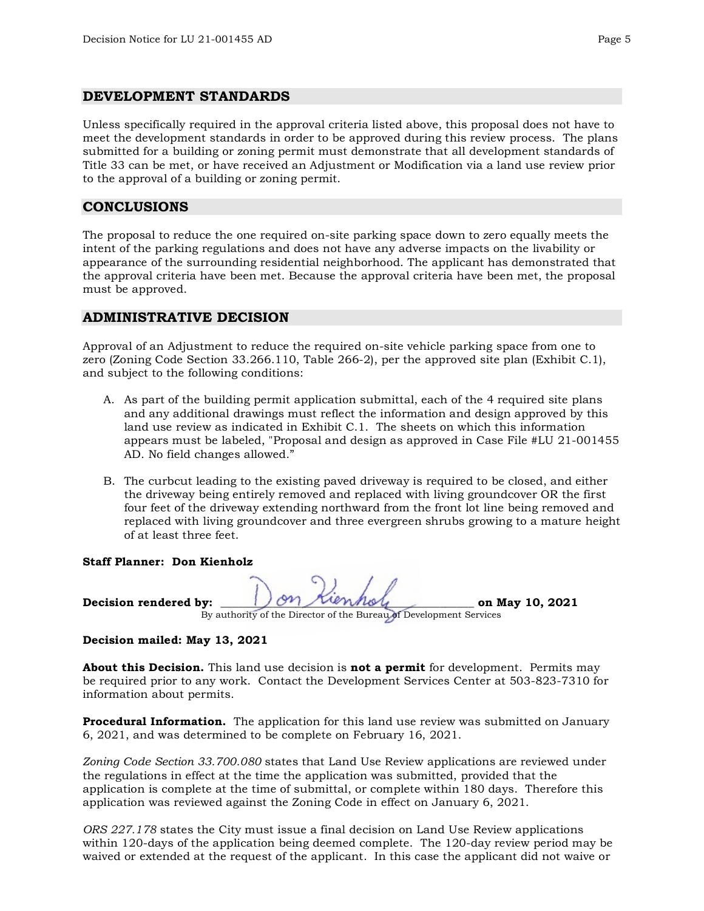## DEVELOPMENT STANDARDS

Unless specifically required in the approval criteria listed above, this proposal does not have to meet the development standards in order to be approved during this review process. The plans submitted for a building or zoning permit must demonstrate that all development standards of Title 33 can be met, or have received an Adjustment or Modification via a land use review prior to the approval of a building or zoning permit.

## CONCLUSIONS

The proposal to reduce the one required on-site parking space down to zero equally meets the intent of the parking regulations and does not have any adverse impacts on the livability or appearance of the surrounding residential neighborhood. The applicant has demonstrated that the approval criteria have been met. Because the approval criteria have been met, the proposal must be approved.

## ADMINISTRATIVE DECISION

Approval of an Adjustment to reduce the required on-site vehicle parking space from one to zero (Zoning Code Section 33.266.110, Table 266-2), per the approved site plan (Exhibit C.1), and subject to the following conditions:

A. As part of the building permit application submittal, each of the 4 required site plans and any additional drawings must reflect the information and design approved by this land use review as indicated in Exhibit C.1. The sheets on which this information appears must be labeled, "Proposal and design as approved in Case File #LU 21-001455 AD. No field changes allowed."

B. The curbcut leading to the existing paved driveway is required to be closed, and either the driveway being entirely removed and replaced with living groundcover OR the first four feet of the driveway extending northward from the front lot line being removed and replaced with living groundcover and three evergreen shrubs growing to a mature height of at least three feet.

**Staff Planner: Don Kienholz**

**Decision rendered by:** Don Kienholz **on May 10, 2021**
By authority of the Director of the Bureau of Development Services

**Decision mailed: May 13, 2021**

**About this Decision.** This land use decision is **not a permit** for development. Permits may be required prior to any work. Contact the Development Services Center at 503-823-7310 for information about permits.

**Procedural Information.** The application for this land use review was submitted on January 6, 2021, and was determined to be complete on February 16, 2021.

*Zoning Code Section 33.700.080* states that Land Use Review applications are reviewed under the regulations in effect at the time the application was submitted, provided that the application is complete at the time of submittal, or complete within 180 days. Therefore this application was reviewed against the Zoning Code in effect on January 6, 2021.

*ORS 227.178* states the City must issue a final decision on Land Use Review applications within 120-days of the application being deemed complete. The 120-day review period may be waived or extended at the request of the applicant. In this case the applicant did not waive or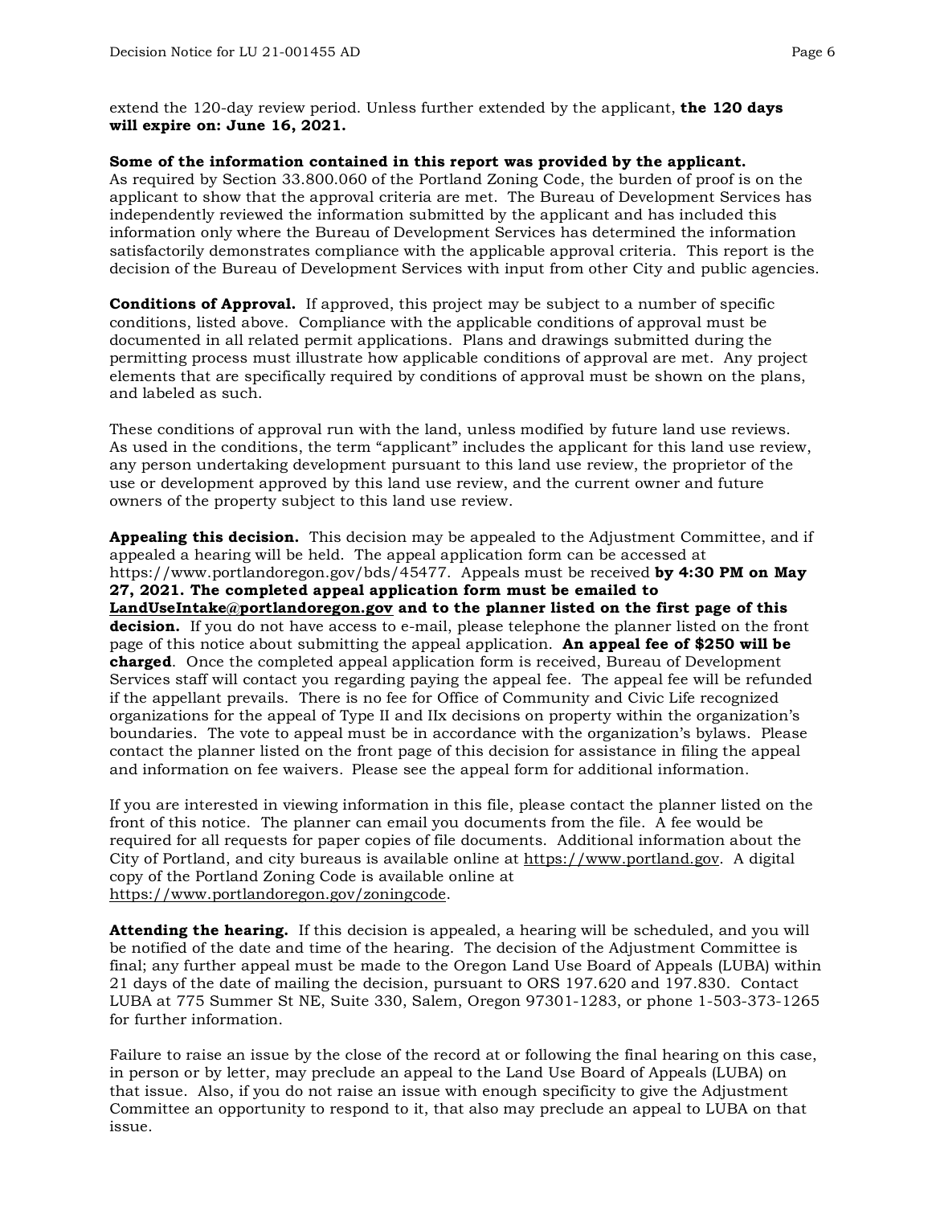extend the 120-day review period. Unless further extended by the applicant, **the 120 days will expire on: June 16, 2021.**

**Some of the information contained in this report was provided by the applicant.** As required by Section 33.800.060 of the Portland Zoning Code, the burden of proof is on the applicant to show that the approval criteria are met. The Bureau of Development Services has independently reviewed the information submitted by the applicant and has included this information only where the Bureau of Development Services has determined the information satisfactorily demonstrates compliance with the applicable approval criteria. This report is the decision of the Bureau of Development Services with input from other City and public agencies.

**Conditions of Approval.** If approved, this project may be subject to a number of specific conditions, listed above. Compliance with the applicable conditions of approval must be documented in all related permit applications. Plans and drawings submitted during the permitting process must illustrate how applicable conditions of approval are met. Any project elements that are specifically required by conditions of approval must be shown on the plans, and labeled as such.

These conditions of approval run with the land, unless modified by future land use reviews. As used in the conditions, the term "applicant" includes the applicant for this land use review, any person undertaking development pursuant to this land use review, the proprietor of the use or development approved by this land use review, and the current owner and future owners of the property subject to this land use review.

**Appealing this decision.** This decision may be appealed to the Adjustment Committee, and if appealed a hearing will be held. The appeal application form can be accessed at https://www.portlandoregon.gov/bds/45477. Appeals must be received **by 4:30 PM on May 27, 2021. The completed appeal application form must be emailed to LandUseIntake@portlandoregon.gov and to the planner listed on the first page of this decision.** If you do not have access to e-mail, please telephone the planner listed on the front page of this notice about submitting the appeal application. **An appeal fee of $250 will be charged**. Once the completed appeal application form is received, Bureau of Development Services staff will contact you regarding paying the appeal fee. The appeal fee will be refunded if the appellant prevails. There is no fee for Office of Community and Civic Life recognized organizations for the appeal of Type II and IIx decisions on property within the organization's boundaries. The vote to appeal must be in accordance with the organization's bylaws. Please contact the planner listed on the front page of this decision for assistance in filing the appeal and information on fee waivers. Please see the appeal form for additional information.

If you are interested in viewing information in this file, please contact the planner listed on the front of this notice. The planner can email you documents from the file. A fee would be required for all requests for paper copies of file documents. Additional information about the City of Portland, and city bureaus is available online at https://www.portland.gov. A digital copy of the Portland Zoning Code is available online at https://www.portlandoregon.gov/zoningcode.

**Attending the hearing.** If this decision is appealed, a hearing will be scheduled, and you will be notified of the date and time of the hearing. The decision of the Adjustment Committee is final; any further appeal must be made to the Oregon Land Use Board of Appeals (LUBA) within 21 days of the date of mailing the decision, pursuant to ORS 197.620 and 197.830. Contact LUBA at 775 Summer St NE, Suite 330, Salem, Oregon 97301-1283, or phone 1-503-373-1265 for further information.

Failure to raise an issue by the close of the record at or following the final hearing on this case, in person or by letter, may preclude an appeal to the Land Use Board of Appeals (LUBA) on that issue. Also, if you do not raise an issue with enough specificity to give the Adjustment Committee an opportunity to respond to it, that also may preclude an appeal to LUBA on that issue.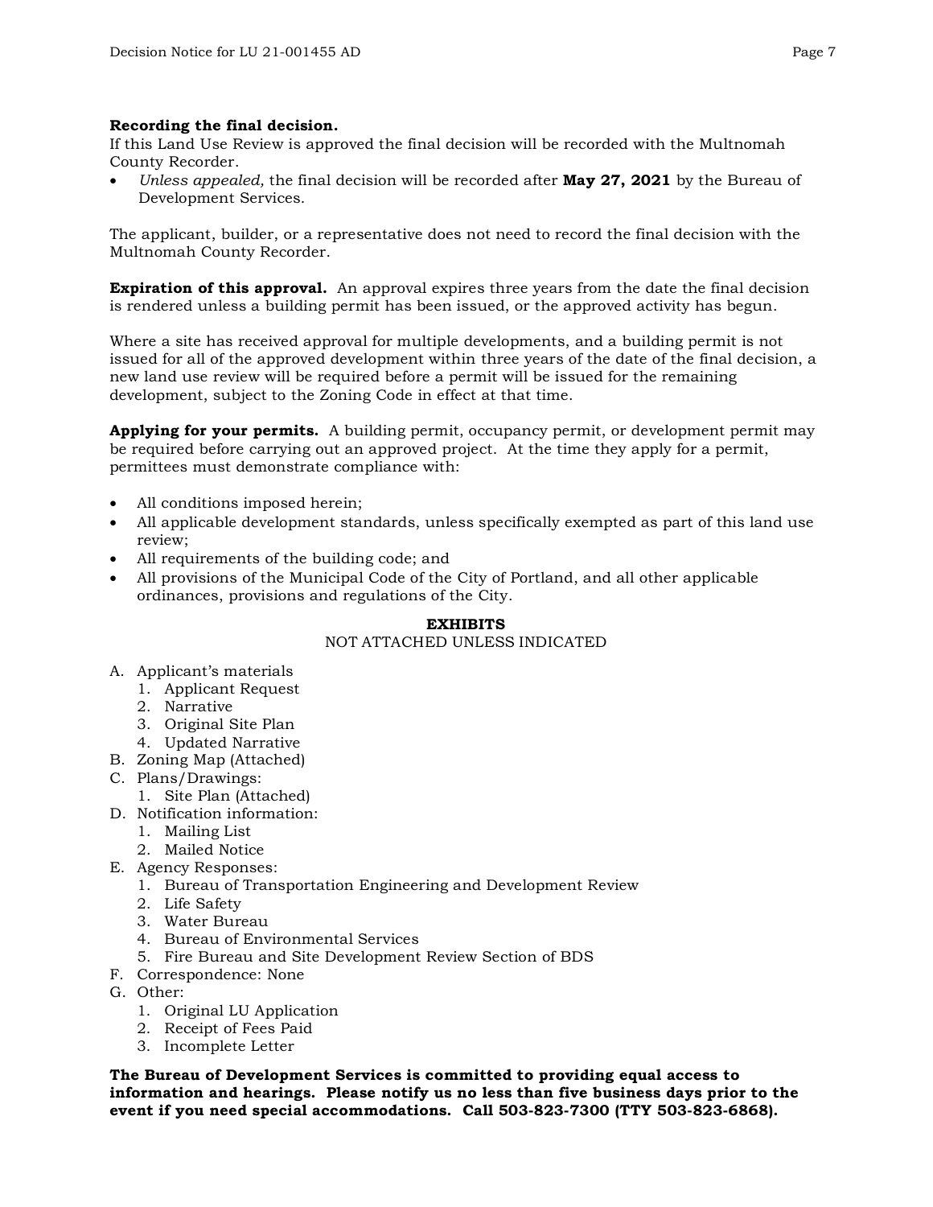**Recording the final decision.**
If this Land Use Review is approved the final decision will be recorded with the Multnomah County Recorder.

- *Unless appealed,* the final decision will be recorded after **May 27, 2021** by the Bureau of Development Services.

The applicant, builder, or a representative does not need to record the final decision with the Multnomah County Recorder.

**Expiration of this approval.** An approval expires three years from the date the final decision is rendered unless a building permit has been issued, or the approved activity has begun.

Where a site has received approval for multiple developments, and a building permit is not issued for all of the approved development within three years of the date of the final decision, a new land use review will be required before a permit will be issued for the remaining development, subject to the Zoning Code in effect at that time.

**Applying for your permits.** A building permit, occupancy permit, or development permit may be required before carrying out an approved project. At the time they apply for a permit, permittees must demonstrate compliance with:

- All conditions imposed herein;
- All applicable development standards, unless specifically exempted as part of this land use review;
- All requirements of the building code; and
- All provisions of the Municipal Code of the City of Portland, and all other applicable ordinances, provisions and regulations of the City.

**EXHIBITS**
NOT ATTACHED UNLESS INDICATED

A. Applicant's materials
   1. Applicant Request
   2. Narrative
   3. Original Site Plan
   4. Updated Narrative
B. Zoning Map (Attached)
C. Plans/Drawings:
   1. Site Plan (Attached)
D. Notification information:
   1. Mailing List
   2. Mailed Notice
E. Agency Responses:
   1. Bureau of Transportation Engineering and Development Review
   2. Life Safety
   3. Water Bureau
   4. Bureau of Environmental Services
   5. Fire Bureau and Site Development Review Section of BDS
F. Correspondence: None
G. Other:
   1. Original LU Application
   2. Receipt of Fees Paid
   3. Incomplete Letter

**The Bureau of Development Services is committed to providing equal access to information and hearings. Please notify us no less than five business days prior to the event if you need special accommodations. Call 503-823-7300 (TTY 503-823-6868).**